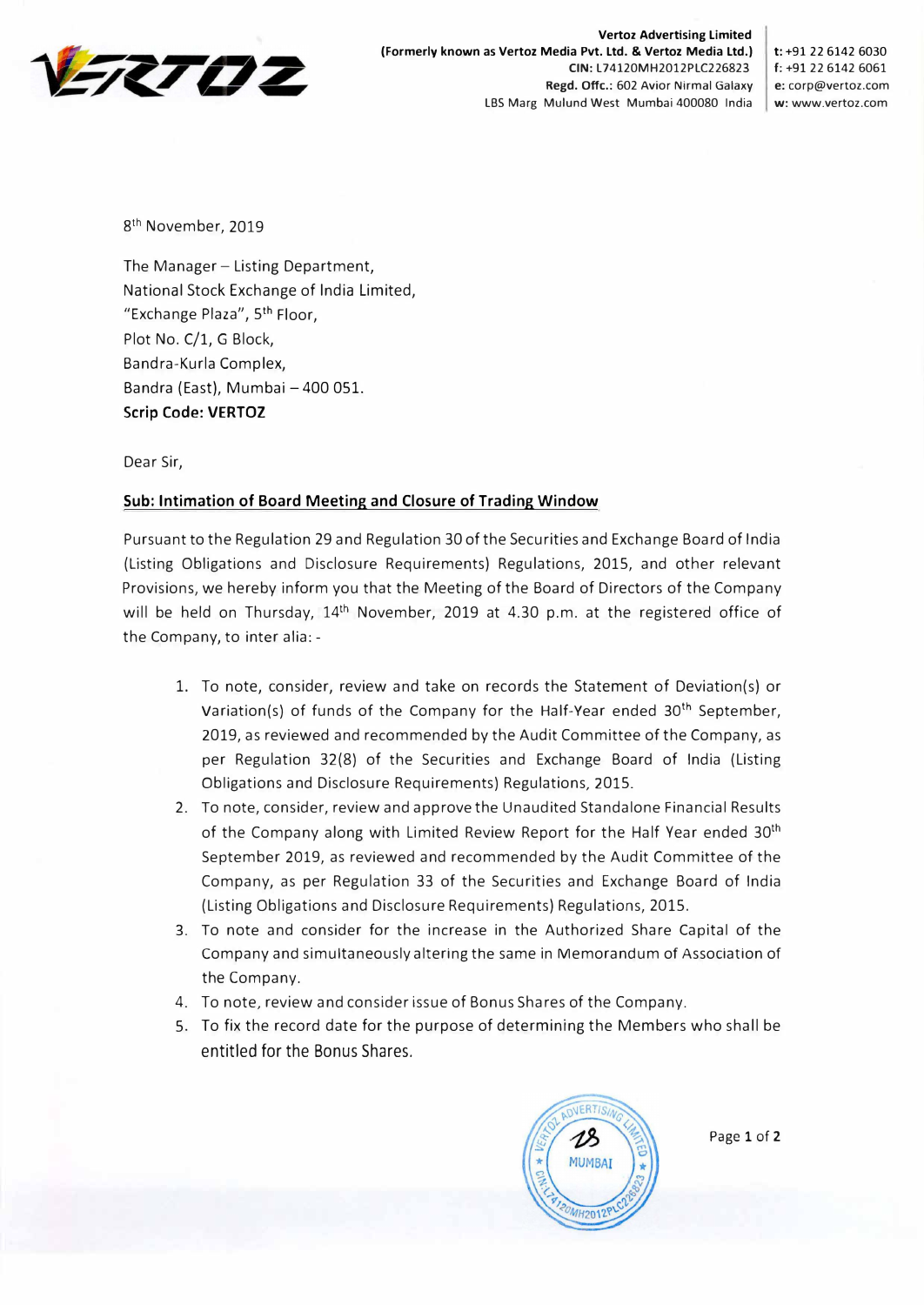**Vertoz Advertising Limited**
**(Formerly known as Vertoz Media Pvt. Ltd. & Vertoz Media Ltd.)**
**CIN:** L74120MH2012PLC226823
**Regd. Offc.:** 602 Avior Nirmal Galaxy
LBS Marg Mulund West Mumbai 400080 India

**t:** +91 22 6142 6030
**f:** +91 22 6142 6061
**e:** corp@vertoz.com
**w:** www.vertoz.com

8th November, 2019

The Manager – Listing Department,
National Stock Exchange of India Limited,
"Exchange Plaza", 5th Floor,
Plot No. C/1, G Block,
Bandra-Kurla Complex,
Bandra (East), Mumbai – 400 051.
**Scrip Code: VERTOZ**

Dear Sir,

**Sub: Intimation of Board Meeting and Closure of Trading Window**

Pursuant to the Regulation 29 and Regulation 30 of the Securities and Exchange Board of India (Listing Obligations and Disclosure Requirements) Regulations, 2015, and other relevant Provisions, we hereby inform you that the Meeting of the Board of Directors of the Company will be held on Thursday, 14th November, 2019 at 4.30 p.m. at the registered office of the Company, to inter alia: -

1. To note, consider, review and take on records the Statement of Deviation(s) or Variation(s) of funds of the Company for the Half-Year ended 30th September, 2019, as reviewed and recommended by the Audit Committee of the Company, as per Regulation 32(8) of the Securities and Exchange Board of India (Listing Obligations and Disclosure Requirements) Regulations, 2015.
2. To note, consider, review and approve the Unaudited Standalone Financial Results of the Company along with Limited Review Report for the Half Year ended 30th September 2019, as reviewed and recommended by the Audit Committee of the Company, as per Regulation 33 of the Securities and Exchange Board of India (Listing Obligations and Disclosure Requirements) Regulations, 2015.
3. To note and consider for the increase in the Authorized Share Capital of the Company and simultaneously altering the same in Memorandum of Association of the Company.
4. To note, review and consider issue of Bonus Shares of the Company.
5. To fix the record date for the purpose of determining the Members who shall be entitled for the Bonus Shares.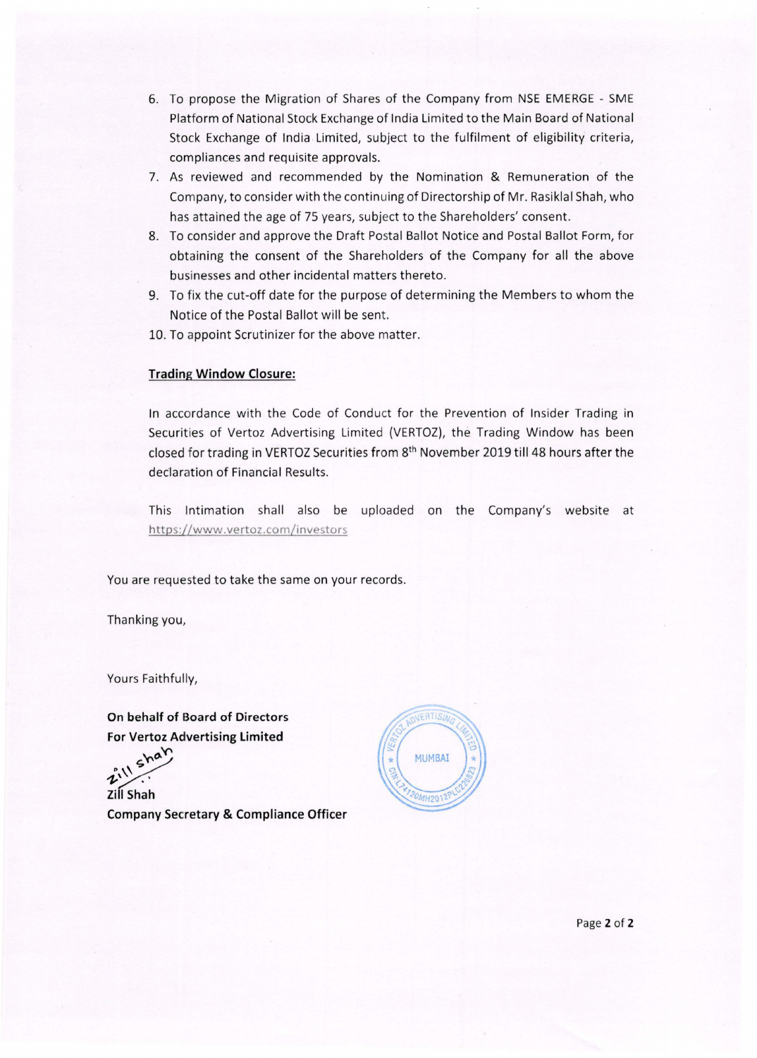6. To propose the Migration of Shares of the Company from NSE EMERGE - SME Platform of National Stock Exchange of India Limited to the Main Board of National Stock Exchange of India Limited, subject to the fulfilment of eligibility criteria, compliances and requisite approvals.
7. As reviewed and recommended by the Nomination & Remuneration of the Company, to consider with the continuing of Directorship of Mr. Rasiklal Shah, who has attained the age of 75 years, subject to the Shareholders' consent.
8. To consider and approve the Draft Postal Ballot Notice and Postal Ballot Form, for obtaining the consent of the Shareholders of the Company for all the above businesses and other incidental matters thereto.
9. To fix the cut-off date for the purpose of determining the Members to whom the Notice of the Postal Ballot will be sent.
10. To appoint Scrutinizer for the above matter.

**Trading Window Closure:**

In accordance with the Code of Conduct for the Prevention of Insider Trading in Securities of Vertoz Advertising Limited (VERTOZ), the Trading Window has been closed for trading in VERTOZ Securities from 8th November 2019 till 48 hours after the declaration of Financial Results.

This Intimation shall also be uploaded on the Company's website at https://www.vertoz.com/investors

You are requested to take the same on your records.

Thanking you,

Yours Faithfully,

**On behalf of Board of Directors**
**For Vertoz Advertising Limited**

Zill Shah

**Zill Shah**
**Company Secretary & Compliance Officer**

VERTOZ ADVERTISING LIMITED
MUMBAI
CIN: L74120MH2012PLC226823